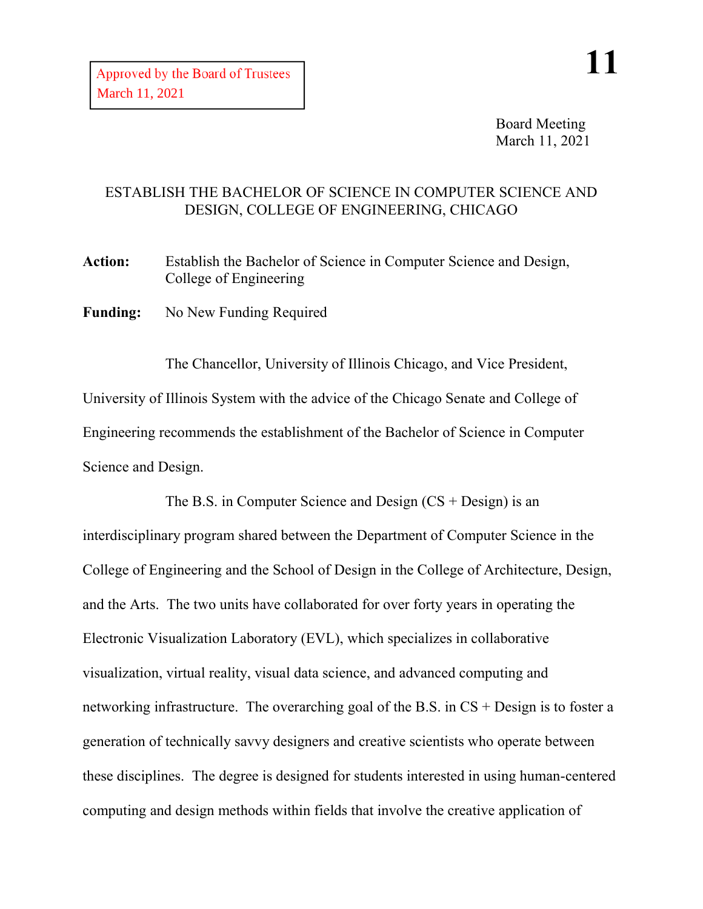Approved by the Board of Trustees
March 11, 2021

**11**

Board Meeting
March 11, 2021

# ESTABLISH THE BACHELOR OF SCIENCE IN COMPUTER SCIENCE AND DESIGN, COLLEGE OF ENGINEERING, CHICAGO

**Action:** Establish the Bachelor of Science in Computer Science and Design, College of Engineering

**Funding:** No New Funding Required

The Chancellor, University of Illinois Chicago, and Vice President, University of Illinois System with the advice of the Chicago Senate and College of Engineering recommends the establishment of the Bachelor of Science in Computer Science and Design.

The B.S. in Computer Science and Design (CS + Design) is an interdisciplinary program shared between the Department of Computer Science in the College of Engineering and the School of Design in the College of Architecture, Design, and the Arts. The two units have collaborated for over forty years in operating the Electronic Visualization Laboratory (EVL), which specializes in collaborative visualization, virtual reality, visual data science, and advanced computing and networking infrastructure. The overarching goal of the B.S. in CS + Design is to foster a generation of technically savvy designers and creative scientists who operate between these disciplines. The degree is designed for students interested in using human-centered computing and design methods within fields that involve the creative application of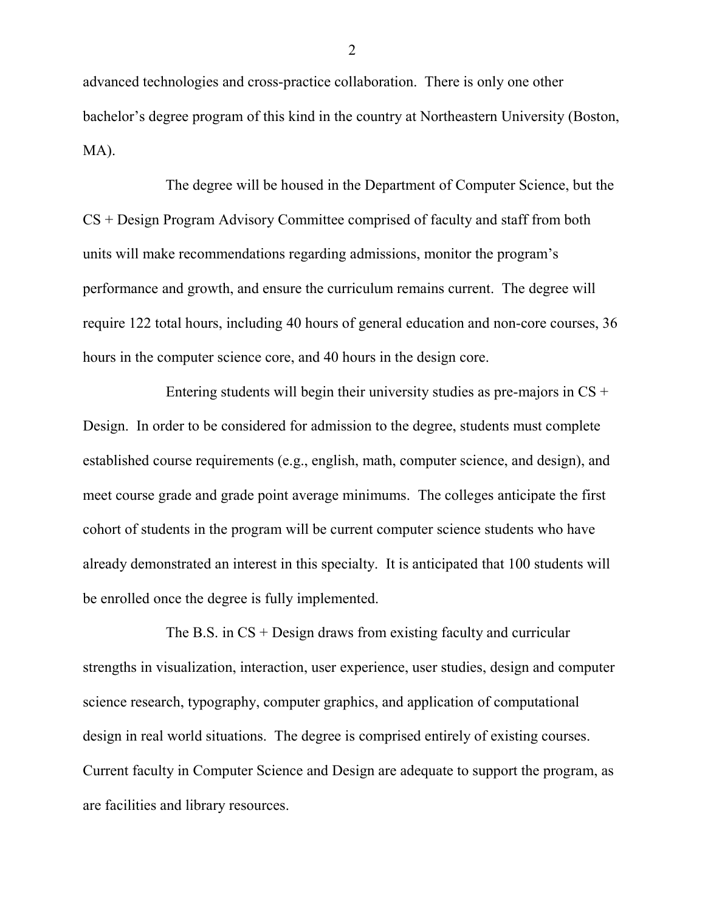advanced technologies and cross-practice collaboration. There is only one other bachelor's degree program of this kind in the country at Northeastern University (Boston, MA).

The degree will be housed in the Department of Computer Science, but the CS + Design Program Advisory Committee comprised of faculty and staff from both units will make recommendations regarding admissions, monitor the program's performance and growth, and ensure the curriculum remains current. The degree will require 122 total hours, including 40 hours of general education and non-core courses, 36 hours in the computer science core, and 40 hours in the design core.

Entering students will begin their university studies as pre-majors in CS + Design. In order to be considered for admission to the degree, students must complete established course requirements (e.g., english, math, computer science, and design), and meet course grade and grade point average minimums. The colleges anticipate the first cohort of students in the program will be current computer science students who have already demonstrated an interest in this specialty. It is anticipated that 100 students will be enrolled once the degree is fully implemented.

The B.S. in CS + Design draws from existing faculty and curricular strengths in visualization, interaction, user experience, user studies, design and computer science research, typography, computer graphics, and application of computational design in real world situations. The degree is comprised entirely of existing courses. Current faculty in Computer Science and Design are adequate to support the program, as are facilities and library resources.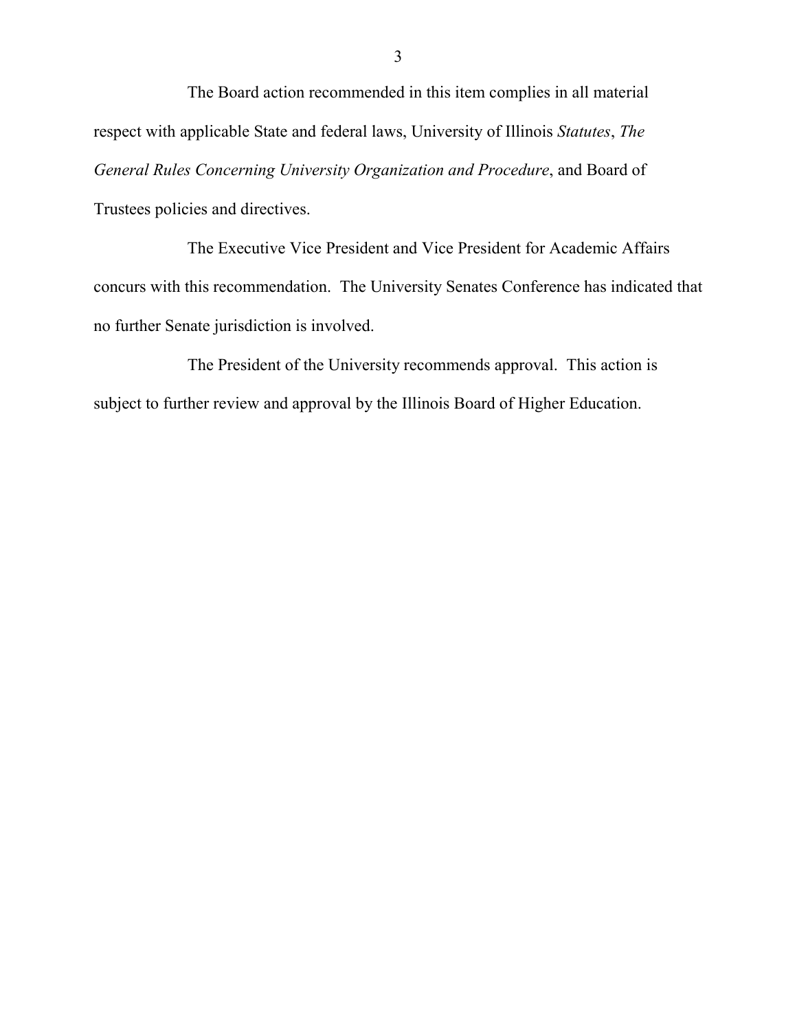The Board action recommended in this item complies in all material respect with applicable State and federal laws, University of Illinois *Statutes*, *The General Rules Concerning University Organization and Procedure*, and Board of Trustees policies and directives.

The Executive Vice President and Vice President for Academic Affairs concurs with this recommendation. The University Senates Conference has indicated that no further Senate jurisdiction is involved.

The President of the University recommends approval. This action is subject to further review and approval by the Illinois Board of Higher Education.